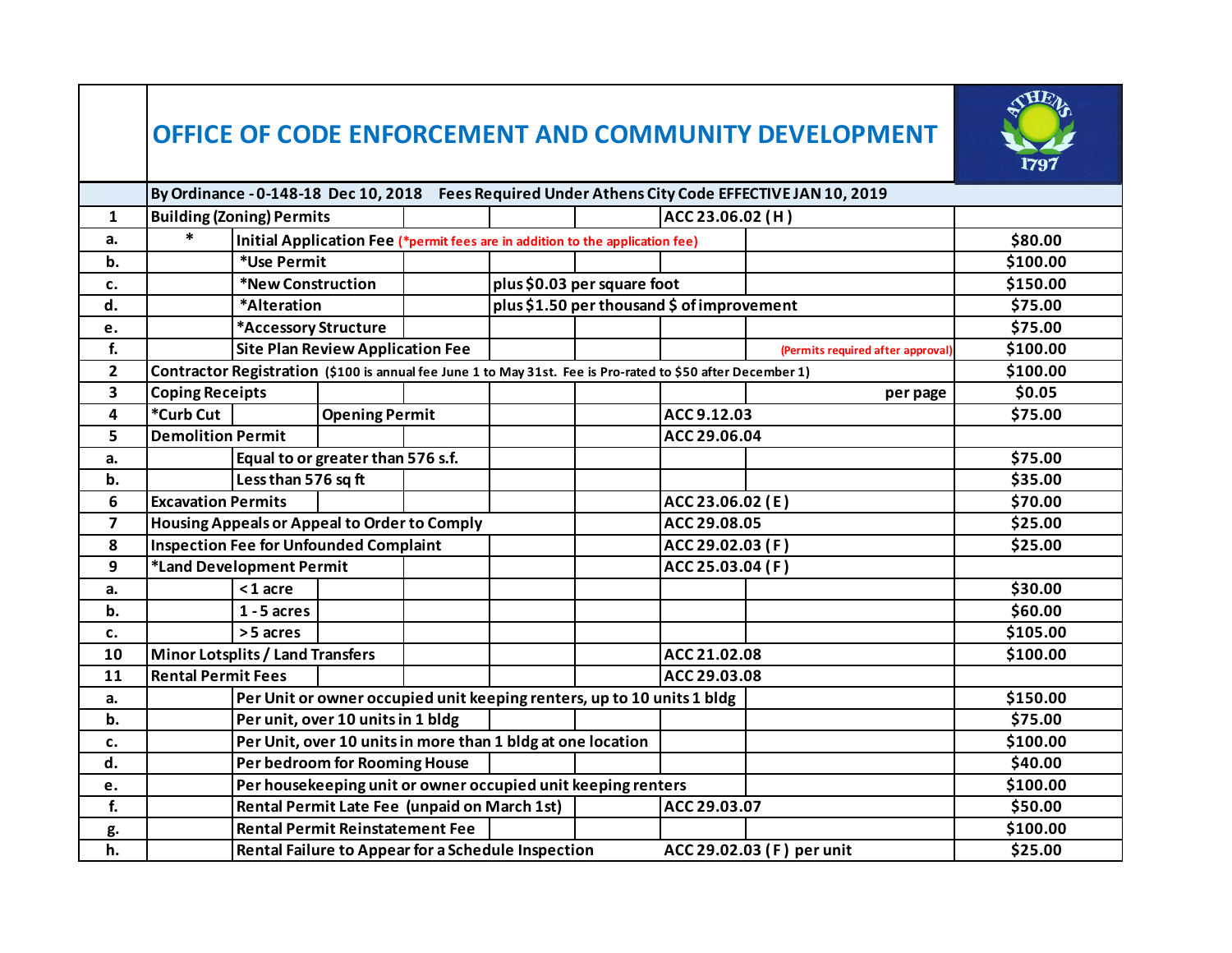# OFFICE OF CODE ENFORCEMENT AND COMMUNITY DEVELOPMENT

By Ordinance - 0-148-18 Dec 10, 2018 Fees Required Under Athens City Code EFFECTIVE JAN 10, 2019

| | Item | Details | Code Reference | Fee |
|---|---|---|---|---|
| **1** | **Building (Zoning) Permits** | | ACC 23.06.02 ( H ) | |
| **a.** | * Initial Application Fee (*permit fees are in addition to the application fee) | | | $80.00 |
| **b.** | *Use Permit | | | $100.00 |
| **c.** | *New Construction | plus $0.03 per square foot | | $150.00 |
| **d.** | *Alteration | plus $1.50 per thousand $ of improvement | | $75.00 |
| **e.** | *Accessory Structure | | | $75.00 |
| **f.** | Site Plan Review Application Fee | (Permits required after approval) | | $100.00 |
| **2** | **Contractor Registration** ($100 is annual fee June 1 to May 31st. Fee is Pro-rated to $50 after December 1) | | | $100.00 |
| **3** | **Coping Receipts** | per page | | $0.05 |
| **4** | **\*Curb Cut** | Opening Permit | ACC 9.12.03 | $75.00 |
| **5** | **Demolition Permit** | | ACC 29.06.04 | |
| **a.** | Equal to or greater than 576 s.f. | | | $75.00 |
| **b.** | Less than 576 sq ft | | | $35.00 |
| **6** | **Excavation Permits** | | ACC 23.06.02 ( E ) | $70.00 |
| **7** | **Housing Appeals or Appeal to Order to Comply** | | ACC 29.08.05 | $25.00 |
| **8** | **Inspection Fee for Unfounded Complaint** | | ACC 29.02.03 ( F ) | $25.00 |
| **9** | **\*Land Development Permit** | | ACC 25.03.04 ( F ) | |
| **a.** | < 1 acre | | | $30.00 |
| **b.** | 1 - 5 acres | | | $60.00 |
| **c.** | > 5 acres | | | $105.00 |
| **10** | **Minor Lotsplits / Land Transfers** | | ACC 21.02.08 | $100.00 |
| **11** | **Rental Permit Fees** | | ACC 29.03.08 | |
| **a.** | Per Unit or owner occupied unit keeping renters, up to 10 units 1 bldg | | | $150.00 |
| **b.** | Per unit, over 10 units in 1 bldg | | | $75.00 |
| **c.** | Per Unit, over 10 units in more than 1 bldg at one location | | | $100.00 |
| **d.** | Per bedroom for Rooming House | | | $40.00 |
| **e.** | Per housekeeping unit or owner occupied unit keeping renters | | | $100.00 |
| **f.** | Rental Permit Late Fee (unpaid on March 1st) | | ACC 29.03.07 | $50.00 |
| **g.** | Rental Permit Reinstatement Fee | | | $100.00 |
| **h.** | Rental Failure to Appear for a Schedule Inspection | | ACC 29.02.03 ( F ) per unit | $25.00 |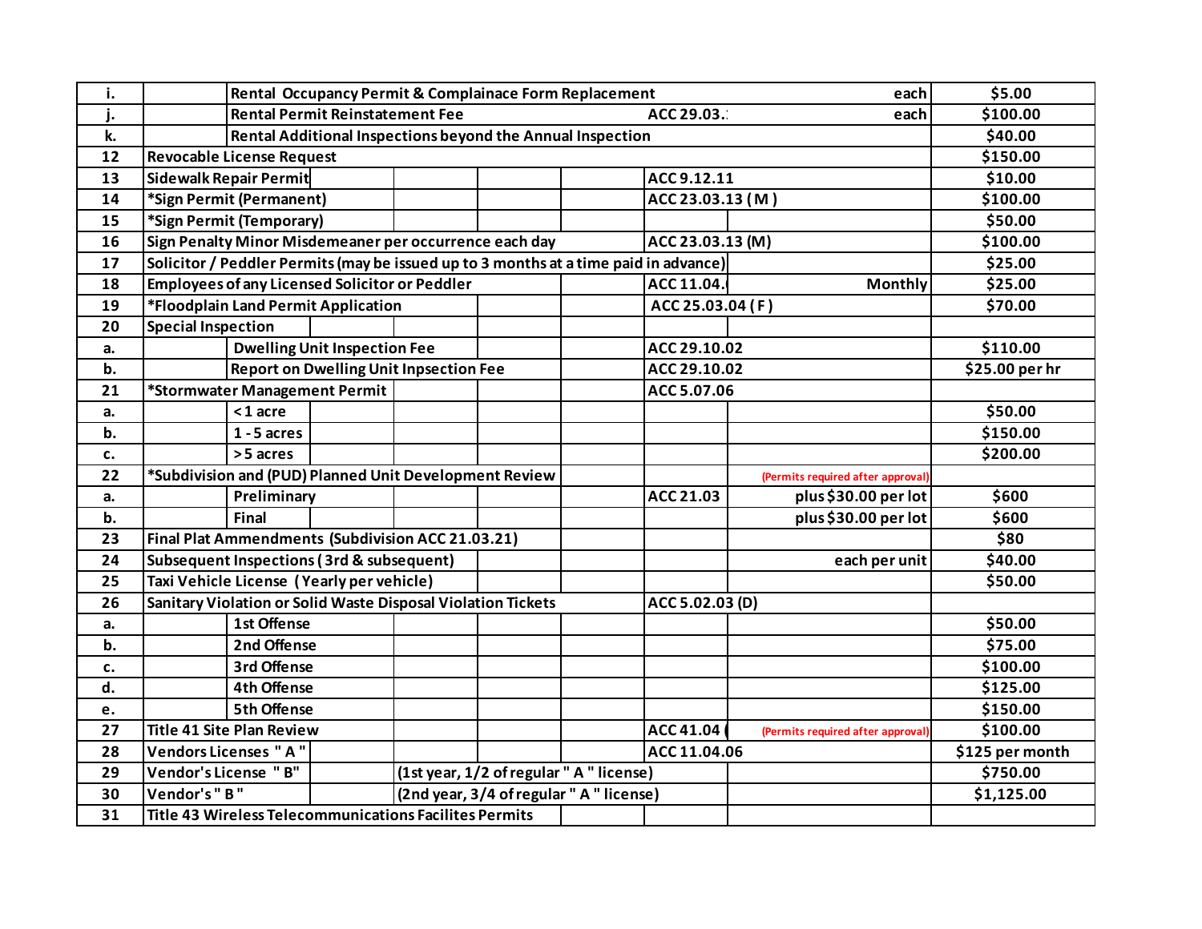| | | | | | | | | |
|---|---|---|---|---|---|---|---|---|
| i. | | Rental Occupancy Permit & Complainace Form Replacement | | | | | each | $5.00 |
| j. | | Rental Permit Reinstatement Fee | | | | ACC 29.03. | each | $100.00 |
| k. | | Rental Additional Inspections beyond the Annual Inspection | | | | | | $40.00 |
| 12 | Revocable License Request | | | | | | | $150.00 |
| 13 | Sidewalk Repair Permit | | | | | ACC 9.12.11 | | $10.00 |
| 14 | *Sign Permit (Permanent) | | | | | ACC 23.03.13 ( M ) | | $100.00 |
| 15 | *Sign Permit (Temporary) | | | | | | | $50.00 |
| 16 | Sign Penalty Minor Misdemeaner per occurrence each day | | | | | ACC 23.03.13 (M) | | $100.00 |
| 17 | Solicitor / Peddler Permits (may be issued up to 3 months at a time paid in advance) | | | | | | | $25.00 |
| 18 | Employees of any Licensed Solicitor or Peddler | | | | | ACC 11.04. | Monthly | $25.00 |
| 19 | *Floodplain Land Permit Application | | | | | ACC 25.03.04 ( F ) | | $70.00 |
| 20 | Special Inspection | | | | | | | |
| a. | | Dwelling Unit Inspection Fee | | | | ACC 29.10.02 | | $110.00 |
| b. | | Report on Dwelling Unit Inpsection Fee | | | | ACC 29.10.02 | | $25.00 per hr |
| 21 | *Stormwater Management Permit | | | | | ACC 5.07.06 | | |
| a. | | < 1 acre | | | | | | $50.00 |
| b. | | 1 - 5 acres | | | | | | $150.00 |
| c. | | > 5 acres | | | | | | $200.00 |
| 22 | *Subdivision and (PUD) Planned Unit Development Review | | | | | | (Permits required after approval) | |
| a. | | Preliminary | | | | ACC 21.03 | plus $30.00 per lot | $600 |
| b. | | Final | | | | | plus $30.00 per lot | $600 |
| 23 | Final Plat Ammendments (Subdivision ACC 21.03.21) | | | | | | | $80 |
| 24 | Subsequent Inspections ( 3rd & subsequent) | | | | | | each per unit | $40.00 |
| 25 | Taxi Vehicle License ( Yearly per vehicle) | | | | | | | $50.00 |
| 26 | Sanitary Violation or Solid Waste Disposal Violation Tickets | | | | | ACC 5.02.03 (D) | | |
| a. | | 1st Offense | | | | | | $50.00 |
| b. | | 2nd Offense | | | | | | $75.00 |
| c. | | 3rd Offense | | | | | | $100.00 |
| d. | | 4th Offense | | | | | | $125.00 |
| e. | | 5th Offense | | | | | | $150.00 |
| 27 | Title 41 Site Plan Review | | | | | ACC 41.04 | (Permits required after approval) | $100.00 |
| 28 | Vendors Licenses " A " | | | | | ACC 11.04.06 | | $125 per month |
| 29 | Vendor's License " B" | | (1st year, 1/2 of regular " A " license) | | | | | $750.00 |
| 30 | Vendor's " B " | | (2nd year, 3/4 of regular " A " license) | | | | | $1,125.00 |
| 31 | Title 43 Wireless Telecommunications Facilites Permits | | | | | | | |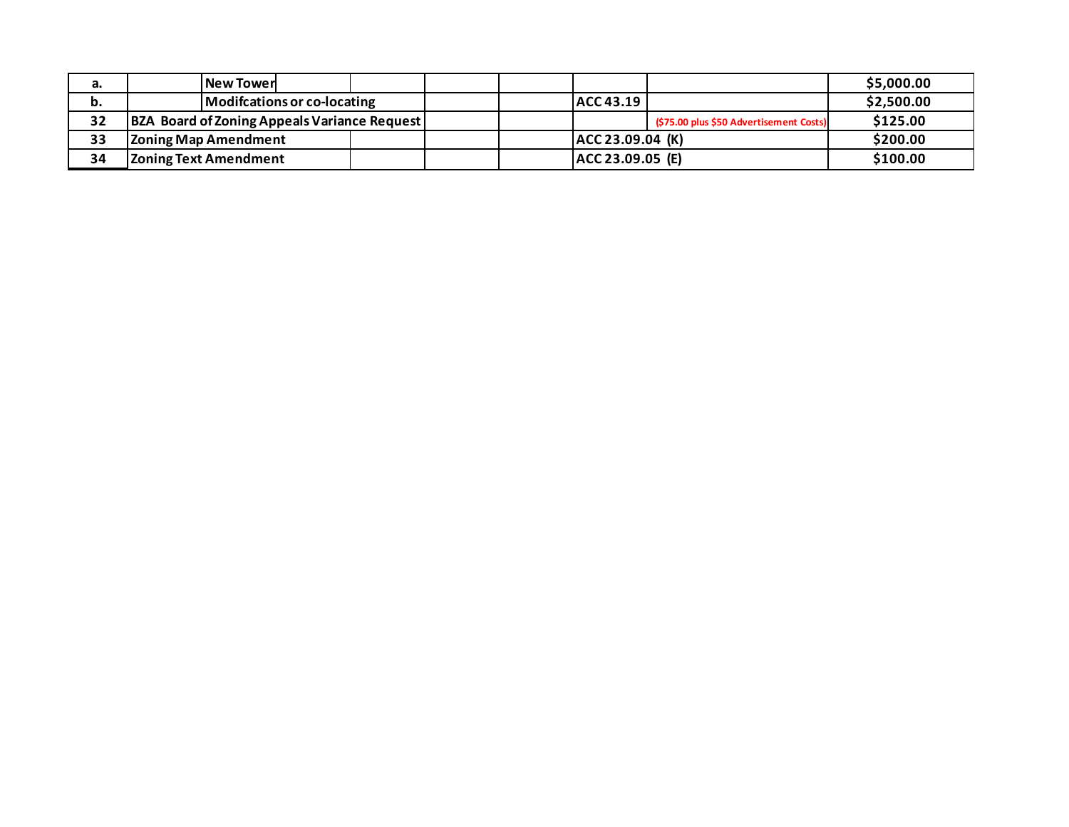| | | | | | | | | |
|---|---|---|---|---|---|---|---|---|
| a. | | New Tower | | | | | | $5,000.00 |
| b. | | Modifcations or co-locating | | | | ACC 43.19 | | $2,500.00 |
| 32 | BZA Board of Zoning Appeals Variance Request | | | | | | ($75.00 plus $50 Advertisement Costs) | $125.00 |
| 33 | Zoning Map Amendment | | | | | ACC 23.09.04 (K) | | $200.00 |
| 34 | Zoning Text Amendment | | | | | ACC 23.09.05 (E) | | $100.00 |